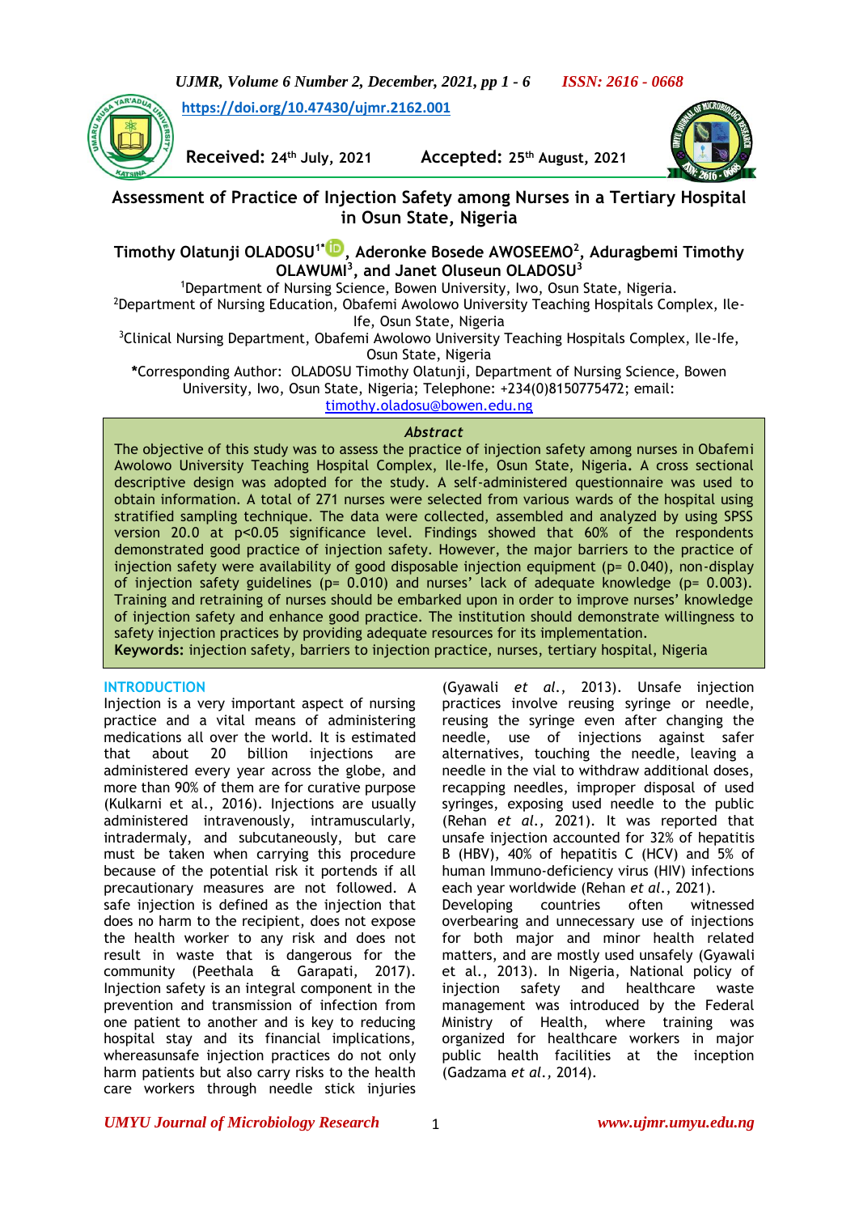https://doi.org/10.47430/ujmr.2162.001

**Received:** 24th July, 2021 **Accepted:** 25th August, 2021

# Assessment of Practice of Injection Safety among Nurses in a Tertiary Hospital in Osun State, Nigeria

**Timothy Olatunji OLADOSU[1*], Aderonke Bosede AWOSEEMO[2], Aduragbemi Timothy OLAWUMI[3], and Janet Oluseun OLADOSU[3]**

[1]Department of Nursing Science, Bowen University, Iwo, Osun State, Nigeria.
[2]Department of Nursing Education, Obafemi Awolowo University Teaching Hospitals Complex, Ile-Ife, Osun State, Nigeria
[3]Clinical Nursing Department, Obafemi Awolowo University Teaching Hospitals Complex, Ile-Ife, Osun State, Nigeria

*Corresponding Author: OLADOSU Timothy Olatunji, Department of Nursing Science, Bowen University, Iwo, Osun State, Nigeria; Telephone: +234(0)8150775472; email: timothy.oladosu@bowen.edu.ng

## Abstract

The objective of this study was to assess the practice of injection safety among nurses in Obafemi Awolowo University Teaching Hospital Complex, Ile-Ife, Osun State, Nigeria. A cross sectional descriptive design was adopted for the study. A self-administered questionnaire was used to obtain information. A total of 271 nurses were selected from various wards of the hospital using stratified sampling technique. The data were collected, assembled and analyzed by using SPSS version 20.0 at $p<0.05$ significance level. Findings showed that 60% of the respondents demonstrated good practice of injection safety. However, the major barriers to the practice of injection safety were availability of good disposable injection equipment ($p= 0.040$), non-display of injection safety guidelines ($p= 0.010$) and nurses' lack of adequate knowledge ($p= 0.003$). Training and retraining of nurses should be embarked upon in order to improve nurses' knowledge of injection safety and enhance good practice. The institution should demonstrate willingness to safety injection practices by providing adequate resources for its implementation.

**Keywords:** injection safety, barriers to injection practice, nurses, tertiary hospital, Nigeria

## INTRODUCTION

Injection is a very important aspect of nursing practice and a vital means of administering medications all over the world. It is estimated that about 20 billion injections are administered every year across the globe, and more than 90% of them are for curative purpose (Kulkarni et al., 2016). Injections are usually administered intravenously, intramuscularly, intradermaly, and subcutaneously, but care must be taken when carrying this procedure because of the potential risk it portends if all precautionary measures are not followed. A safe injection is defined as the injection that does no harm to the recipient, does not expose the health worker to any risk and does not result in waste that is dangerous for the community (Peethala & Garapati, 2017). Injection safety is an integral component in the prevention and transmission of infection from one patient to another and is key to reducing hospital stay and its financial implications, whereasunsafe injection practices do not only harm patients but also carry risks to the health care workers through needle stick injuries (Gyawali *et al.*, 2013). Unsafe injection practices involve reusing syringe or needle, reusing the syringe even after changing the needle, use of injections against safer alternatives, touching the needle, leaving a needle in the vial to withdraw additional doses, recapping needles, improper disposal of used syringes, exposing used needle to the public (Rehan *et al.*, 2021). It was reported that unsafe injection accounted for 32% of hepatitis B (HBV), 40% of hepatitis C (HCV) and 5% of human Immuno-deficiency virus (HIV) infections each year worldwide (Rehan *et al.*, 2021). Developing countries often witnessed overbearing and unnecessary use of injections for both major and minor health related matters, and are mostly used unsafely (Gyawali et al., 2013). In Nigeria, National policy of injection safety and healthcare waste management was introduced by the Federal Ministry of Health, where training was organized for healthcare workers in major public health facilities at the inception (Gadzama *et al.*, 2014).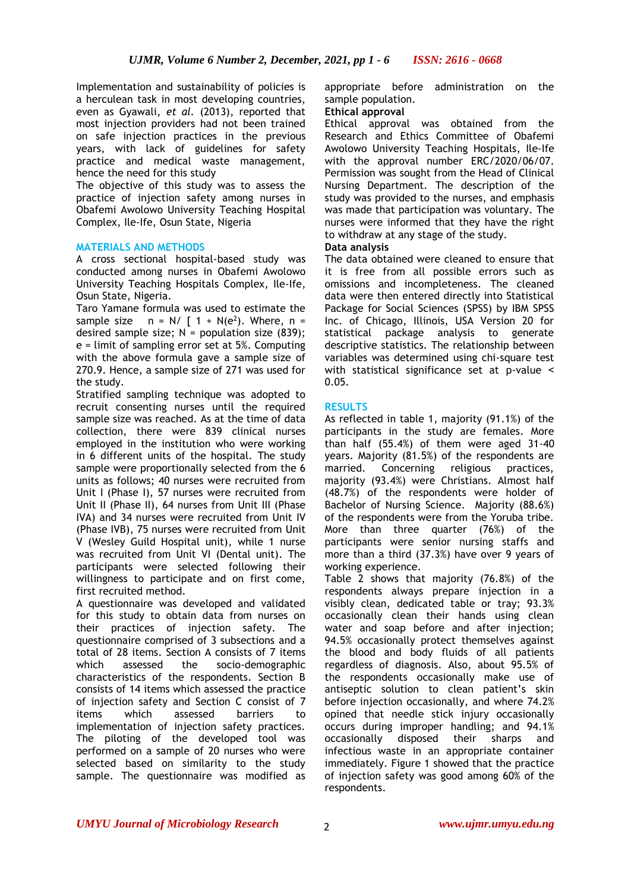Implementation and sustainability of policies is a herculean task in most developing countries, even as Gyawali, *et al.* (2013), reported that most injection providers had not been trained on safe injection practices in the previous years, with lack of guidelines for safety practice and medical waste management, hence the need for this study

The objective of this study was to assess the practice of injection safety among nurses in Obafemi Awolowo University Teaching Hospital Complex, Ile-Ife, Osun State, Nigeria

## MATERIALS AND METHODS

A cross sectional hospital-based study was conducted among nurses in Obafemi Awolowo University Teaching Hospitals Complex, Ile-Ife, Osun State, Nigeria.

Taro Yamane formula was used to estimate the sample size $n = N / [1 + N(e^2)$. Where, n = desired sample size; N = population size (839); e = limit of sampling error set at 5%. Computing with the above formula gave a sample size of 270.9. Hence, a sample size of 271 was used for the study.

Stratified sampling technique was adopted to recruit consenting nurses until the required sample size was reached. As at the time of data collection, there were 839 clinical nurses employed in the institution who were working in 6 different units of the hospital. The study sample were proportionally selected from the 6 units as follows; 40 nurses were recruited from Unit I (Phase I), 57 nurses were recruited from Unit II (Phase II), 64 nurses from Unit III (Phase IVA) and 34 nurses were recruited from Unit IV (Phase IVB), 75 nurses were recruited from Unit V (Wesley Guild Hospital unit), while 1 nurse was recruited from Unit VI (Dental unit). The participants were selected following their willingness to participate and on first come, first recruited method.

A questionnaire was developed and validated for this study to obtain data from nurses on their practices of injection safety. The questionnaire comprised of 3 subsections and a total of 28 items. Section A consists of 7 items which assessed the socio-demographic characteristics of the respondents. Section B consists of 14 items which assessed the practice of injection safety and Section C consist of 7 items which assessed barriers to implementation of injection safety practices. The piloting of the developed tool was performed on a sample of 20 nurses who were selected based on similarity to the study sample. The questionnaire was modified as appropriate before administration on the sample population.

**Ethical approval**

Ethical approval was obtained from the Research and Ethics Committee of Obafemi Awolowo University Teaching Hospitals, Ile-Ife with the approval number ERC/2020/06/07. Permission was sought from the Head of Clinical Nursing Department. The description of the study was provided to the nurses, and emphasis was made that participation was voluntary. The nurses were informed that they have the right to withdraw at any stage of the study.

**Data analysis**

The data obtained were cleaned to ensure that it is free from all possible errors such as omissions and incompleteness. The cleaned data were then entered directly into Statistical Package for Social Sciences (SPSS) by IBM SPSS Inc. of Chicago, Illinois, USA Version 20 for statistical package analysis to generate descriptive statistics. The relationship between variables was determined using chi-square test with statistical significance set at $p$-value < 0.05.

## RESULTS

As reflected in table 1, majority (91.1%) of the participants in the study are females. More than half (55.4%) of them were aged 31-40 years. Majority (81.5%) of the respondents are married. Concerning religious practices, majority (93.4%) were Christians. Almost half (48.7%) of the respondents were holder of Bachelor of Nursing Science. Majority (88.6%) of the respondents were from the Yoruba tribe. More than three quarter (76%) of the participants were senior nursing staffs and more than a third (37.3%) have over 9 years of working experience.

Table 2 shows that majority (76.8%) of the respondents always prepare injection in a visibly clean, dedicated table or tray; 93.3% occasionally clean their hands using clean water and soap before and after injection; 94.5% occasionally protect themselves against the blood and body fluids of all patients regardless of diagnosis. Also, about 95.5% of the respondents occasionally make use of antiseptic solution to clean patient's skin before injection occasionally, and where 74.2% opined that needle stick injury occasionally occurs during improper handling; and 94.1% occasionally disposed their sharps and infectious waste in an appropriate container immediately. Figure 1 showed that the practice of injection safety was good among 60% of the respondents.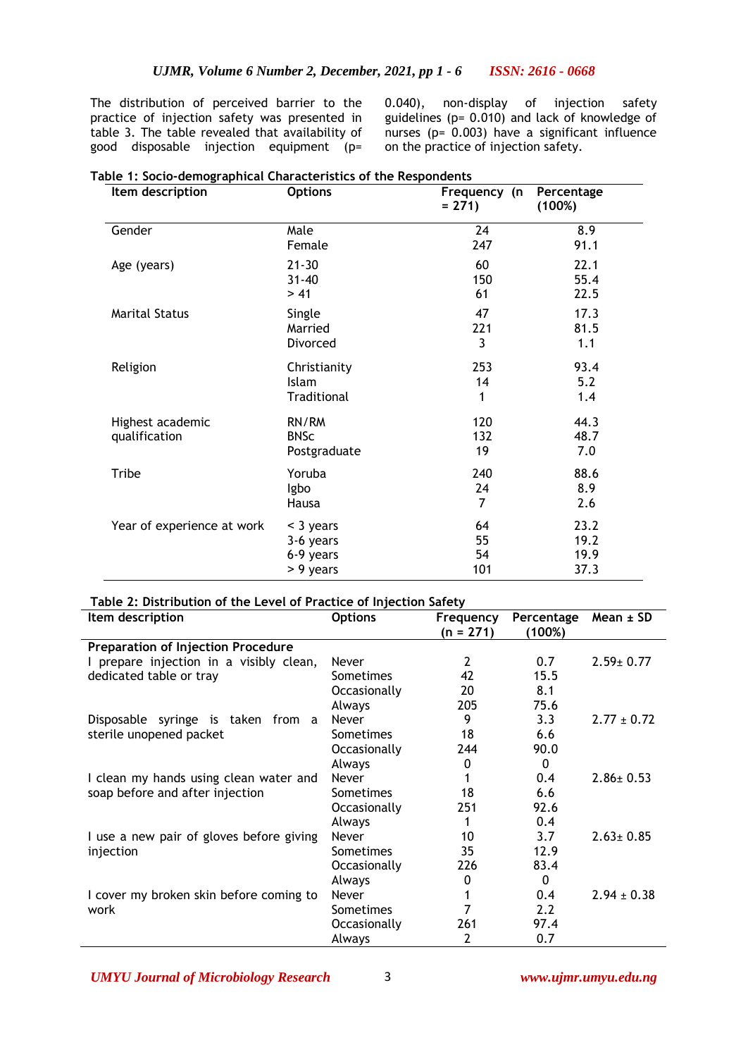The distribution of perceived barrier to the practice of injection safety was presented in table 3. The table revealed that availability of good disposable injection equipment (p= 0.040), non-display of injection safety guidelines (p= 0.010) and lack of knowledge of nurses (p= 0.003) have a significant influence on the practice of injection safety.

**Table 1: Socio-demographical Characteristics of the Respondents**

| Item description | Options | Frequency (n = 271) | Percentage (100%) |
|---|---|---|---|
| Gender | Male | 24 | 8.9 |
| | Female | 247 | 91.1 |
| Age (years) | 21-30 | 60 | 22.1 |
| | 31-40 | 150 | 55.4 |
| | > 41 | 61 | 22.5 |
| Marital Status | Single | 47 | 17.3 |
| | Married | 221 | 81.5 |
| | Divorced | 3 | 1.1 |
| Religion | Christianity | 253 | 93.4 |
| | Islam | 14 | 5.2 |
| | Traditional | 1 | 1.4 |
| Highest academic qualification | RN/RM | 120 | 44.3 |
| | BNSc | 132 | 48.7 |
| | Postgraduate | 19 | 7.0 |
| Tribe | Yoruba | 240 | 88.6 |
| | Igbo | 24 | 8.9 |
| | Hausa | 7 | 2.6 |
| Year of experience at work | < 3 years | 64 | 23.2 |
| | 3-6 years | 55 | 19.2 |
| | 6-9 years | 54 | 19.9 |
| | > 9 years | 101 | 37.3 |

**Table 2: Distribution of the Level of Practice of Injection Safety**

| Item description | Options | Frequency (n = 271) | Percentage (100%) | Mean ± SD |
|---|---|---|---|---|
| **Preparation of Injection Procedure** | | | | |
| I prepare injection in a visibly clean, dedicated table or tray | Never | 2 | 0.7 | 2.59± 0.77 |
| | Sometimes | 42 | 15.5 | |
| | Occasionally | 20 | 8.1 | |
| | Always | 205 | 75.6 | |
| Disposable syringe is taken from a sterile unopened packet | Never | 9 | 3.3 | 2.77 ± 0.72 |
| | Sometimes | 18 | 6.6 | |
| | Occasionally | 244 | 90.0 | |
| | Always | 0 | 0 | |
| I clean my hands using clean water and soap before and after injection | Never | 1 | 0.4 | 2.86± 0.53 |
| | Sometimes | 18 | 6.6 | |
| | Occasionally | 251 | 92.6 | |
| | Always | 1 | 0.4 | |
| I use a new pair of gloves before giving injection | Never | 10 | 3.7 | 2.63± 0.85 |
| | Sometimes | 35 | 12.9 | |
| | Occasionally | 226 | 83.4 | |
| | Always | 0 | 0 | |
| I cover my broken skin before coming to work | Never | 1 | 0.4 | 2.94 ± 0.38 |
| | Sometimes | 7 | 2.2 | |
| | Occasionally | 261 | 97.4 | |
| | Always | 2 | 0.7 | |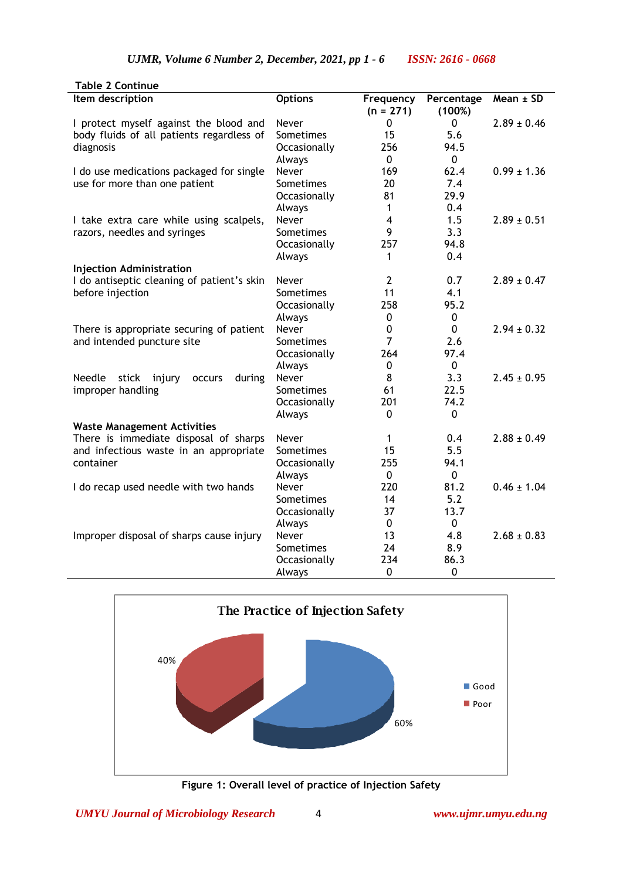Table 2 Continue

| Item description | Options | Frequency (n = 271) | Percentage (100%) | Mean ± SD |
|---|---|---|---|---|
| I protect myself against the blood and body fluids of all patients regardless of diagnosis | Never | 0 | 0 | 2.89 ± 0.46 |
| | Sometimes | 15 | 5.6 | |
| | Occasionally | 256 | 94.5 | |
| | Always | 0 | 0 | |
| I do use medications packaged for single use for more than one patient | Never | 169 | 62.4 | 0.99 ± 1.36 |
| | Sometimes | 20 | 7.4 | |
| | Occasionally | 81 | 29.9 | |
| | Always | 1 | 0.4 | |
| I take extra care while using scalpels, razors, needles and syringes | Never | 4 | 1.5 | 2.89 ± 0.51 |
| | Sometimes | 9 | 3.3 | |
| | Occasionally | 257 | 94.8 | |
| | Always | 1 | 0.4 | |
| **Injection Administration** | | | | |
| I do antiseptic cleaning of patient's skin before injection | Never | 2 | 0.7 | 2.89 ± 0.47 |
| | Sometimes | 11 | 4.1 | |
| | Occasionally | 258 | 95.2 | |
| | Always | 0 | 0 | |
| There is appropriate securing of patient and intended puncture site | Never | 0 | 0 | 2.94 ± 0.32 |
| | Sometimes | 7 | 2.6 | |
| | Occasionally | 264 | 97.4 | |
| | Always | 0 | 0 | |
| Needle stick injury occurs during improper handling | Never | 8 | 3.3 | 2.45 ± 0.95 |
| | Sometimes | 61 | 22.5 | |
| | Occasionally | 201 | 74.2 | |
| | Always | 0 | 0 | |
| **Waste Management Activities** | | | | |
| There is immediate disposal of sharps and infectious waste in an appropriate container | Never | 1 | 0.4 | 2.88 ± 0.49 |
| | Sometimes | 15 | 5.5 | |
| | Occasionally | 255 | 94.1 | |
| | Always | 0 | 0 | |
| I do recap used needle with two hands | Never | 220 | 81.2 | 0.46 ± 1.04 |
| | Sometimes | 14 | 5.2 | |
| | Occasionally | 37 | 13.7 | |
| | Always | 0 | 0 | |
| Improper disposal of sharps cause injury | Never | 13 | 4.8 | 2.68 ± 0.83 |
| | Sometimes | 24 | 8.9 | |
| | Occasionally | 234 | 86.3 | |
| | Always | 0 | 0 | |

**Figure 1: Overall level of practice of Injection Safety**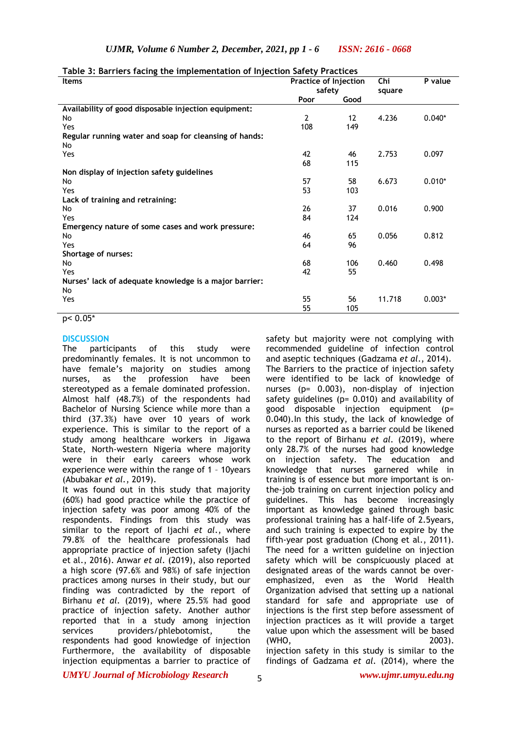**Table 3: Barriers facing the implementation of Injection Safety Practices**

| Items | Practice of Injection safety | | Chi square | P value |
|---|---|---|---|---|
| | Poor | Good | | |
| **Availability of good disposable injection equipment:** | | | | |
| No | 2 | 12 | 4.236 | 0.040* |
| Yes | 108 | 149 | | |
| **Regular running water and soap for cleansing of hands:** | | | | |
| No | | | | |
| Yes | 42 | 46 | 2.753 | 0.097 |
| | 68 | 115 | | |
| **Non display of injection safety guidelines** | | | | |
| No | 57 | 58 | 6.673 | 0.010* |
| Yes | 53 | 103 | | |
| **Lack of training and retraining:** | | | | |
| No | 26 | 37 | 0.016 | 0.900 |
| Yes | 84 | 124 | | |
| **Emergency nature of some cases and work pressure:** | | | | |
| No | 46 | 65 | 0.056 | 0.812 |
| Yes | 64 | 96 | | |
| **Shortage of nurses:** | | | | |
| No | 68 | 106 | 0.460 | 0.498 |
| Yes | 42 | 55 | | |
| **Nurses' lack of adequate knowledge is a major barrier:** | | | | |
| No | | | | |
| Yes | 55 | 56 | 11.718 | 0.003* |
| | 55 | 105 | | |

$p < 0.05$*

## DISCUSSION

The participants of this study were predominantly females. It is not uncommon to have female's majority on studies among nurses, as the profession have been stereotyped as a female dominated profession. Almost half (48.7%) of the respondents had Bachelor of Nursing Science while more than a third (37.3%) have over 10 years of work experience. This is similar to the report of a study among healthcare workers in Jigawa State, North-western Nigeria where majority were in their early careers whose work experience were within the range of 1 – 10years (Abubakar *et al.*, 2019).

It was found out in this study that majority (60%) had good practice while the practice of injection safety was poor among 40% of the respondents. Findings from this study was similar to the report of Ijachi *et al.*, where 79.8% of the healthcare professionals had appropriate practice of injection safety (Ijachi et al., 2016). Anwar *et al.* (2019), also reported a high score (97.6% and 98%) of safe injection practices among nurses in their study, but our finding was contradicted by the report of Birhanu *et al.* (2019), where 25.5% had good practice of injection safety. Another author reported that in a study among injection services providers/phlebotomist, the respondents had good knowledge of injection Furthermore, the availability of disposable injection equipmentas a barrier to practice of safety but majority were not complying with recommended guideline of infection control and aseptic techniques (Gadzama *et al.*, 2014). The Barriers to the practice of injection safety were identified to be lack of knowledge of nurses (p= 0.003), non-display of injection safety guidelines (p= 0.010) and availability of good disposable injection equipment (p= 0.040).In this study, the lack of knowledge of nurses as reported as a barrier could be likened to the report of Birhanu *et al.* (2019), where only 28.7% of the nurses had good knowledge on injection safety. The education and knowledge that nurses garnered while in training is of essence but more important is on-the-job training on current injection policy and guidelines. This has become increasingly important as knowledge gained through basic professional training has a half-life of 2.5years, and such training is expected to expire by the fifth-year post graduation (Chong et al., 2011). The need for a written guideline on injection safety which will be conspicuously placed at designated areas of the wards cannot be over-emphasized, even as the World Health Organization advised that setting up a national standard for safe and appropriate use of injections is the first step before assessment of injection practices as it will provide a target value upon which the assessment will be based (WHO, 2003).

injection safety in this study is similar to the findings of Gadzama *et al.* (2014), where the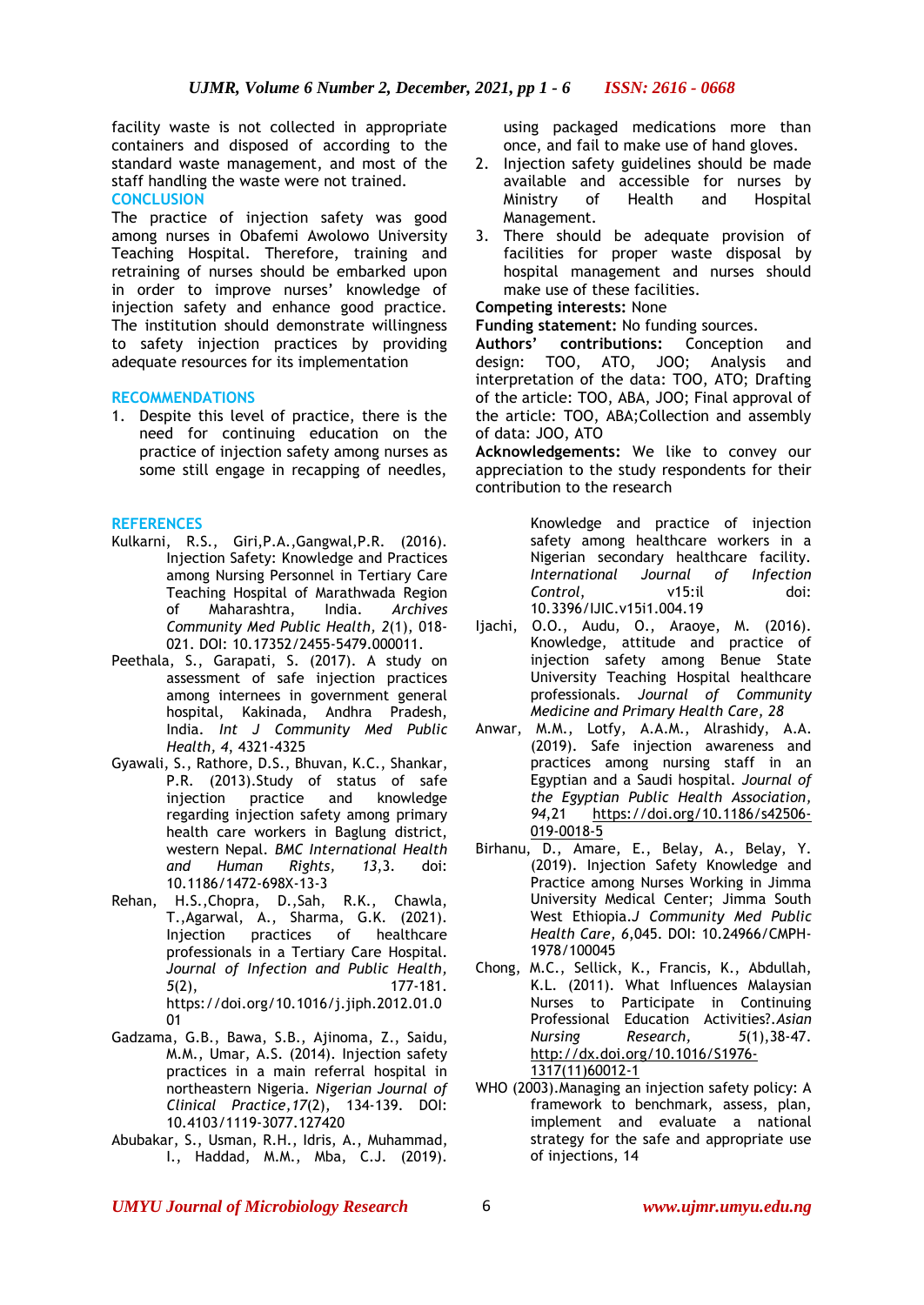facility waste is not collected in appropriate containers and disposed of according to the standard waste management, and most of the staff handling the waste were not trained.

## CONCLUSION

The practice of injection safety was good among nurses in Obafemi Awolowo University Teaching Hospital. Therefore, training and retraining of nurses should be embarked upon in order to improve nurses' knowledge of injection safety and enhance good practice. The institution should demonstrate willingness to safety injection practices by providing adequate resources for its implementation

## RECOMMENDATIONS

1. Despite this level of practice, there is the need for continuing education on the practice of injection safety among nurses as some still engage in recapping of needles, using packaged medications more than once, and fail to make use of hand gloves.
2. Injection safety guidelines should be made available and accessible for nurses by Ministry of Health and Hospital Management.
3. There should be adequate provision of facilities for proper waste disposal by hospital management and nurses should make use of these facilities.

**Competing interests:** None

**Funding statement:** No funding sources.

**Authors' contributions:** Conception and design: TOO, ATO, JOO; Analysis and interpretation of the data: TOO, ATO; Drafting of the article: TOO, ABA, JOO; Final approval of the article: TOO, ABA;Collection and assembly of data: JOO, ATO

**Acknowledgements:** We like to convey our appreciation to the study respondents for their contribution to the research

## REFERENCES

Kulkarni, R.S., Giri,P.A.,Gangwal,P.R. (2016). Injection Safety: Knowledge and Practices among Nursing Personnel in Tertiary Care Teaching Hospital of Marathwada Region of Maharashtra, India. *Archives Community Med Public Health, 2*(1), 018-021. DOI: 10.17352/2455-5479.000011.

Peethala, S., Garapati, S. (2017). A study on assessment of safe injection practices among internees in government general hospital, Kakinada, Andhra Pradesh, India. *Int J Community Med Public Health, 4*, 4321-4325

Gyawali, S., Rathore, D.S., Bhuvan, K.C., Shankar, P.R. (2013).Study of status of safe injection practice and knowledge regarding injection safety among primary health care workers in Baglung district, western Nepal. *BMC International Health and Human Rights, 13*,3. doi: 10.1186/1472-698X-13-3

Rehan, H.S.,Chopra, D.,Sah, R.K., Chawla, T.,Agarwal, A., Sharma, G.K. (2021). Injection practices of healthcare professionals in a Tertiary Care Hospital. *Journal of Infection and Public Health, 5*(2), 177-181. https://doi.org/10.1016/j.jiph.2012.01.001

Gadzama, G.B., Bawa, S.B., Ajinoma, Z., Saidu, M.M., Umar, A.S. (2014). Injection safety practices in a main referral hospital in northeastern Nigeria. *Nigerian Journal of Clinical Practice,17*(2), 134-139. DOI: 10.4103/1119-3077.127420

Abubakar, S., Usman, R.H., Idris, A., Muhammad, I., Haddad, M.M., Mba, C.J. (2019). Knowledge and practice of injection safety among healthcare workers in a Nigerian secondary healthcare facility. *International Journal of Infection Control*, v15:il doi: 10.3396/IJIC.v15i1.004.19

Ijachi, O.O., Audu, O., Araoye, M. (2016). Knowledge, attitude and practice of injection safety among Benue State University Teaching Hospital healthcare professionals. *Journal of Community Medicine and Primary Health Care, 28*

Anwar, M.M., Lotfy, A.A.M., Alrashidy, A.A. (2019). Safe injection awareness and practices among nursing staff in an Egyptian and a Saudi hospital. *Journal of the Egyptian Public Health Association, 94*,21 https://doi.org/10.1186/s42506-019-0018-5

Birhanu, D., Amare, E., Belay, A., Belay, Y. (2019). Injection Safety Knowledge and Practice among Nurses Working in Jimma University Medical Center; Jimma South West Ethiopia.*J Community Med Public Health Care, 6*,045. DOI: 10.24966/CMPH-1978/100045

Chong, M.C., Sellick, K., Francis, K., Abdullah, K.L. (2011). What Influences Malaysian Nurses to Participate in Continuing Professional Education Activities?.*Asian Nursing Research, 5*(1),38-47. http://dx.doi.org/10.1016/S1976-1317(11)60012-1

WHO (2003).Managing an injection safety policy: A framework to benchmark, assess, plan, implement and evaluate a national strategy for the safe and appropriate use of injections, 14